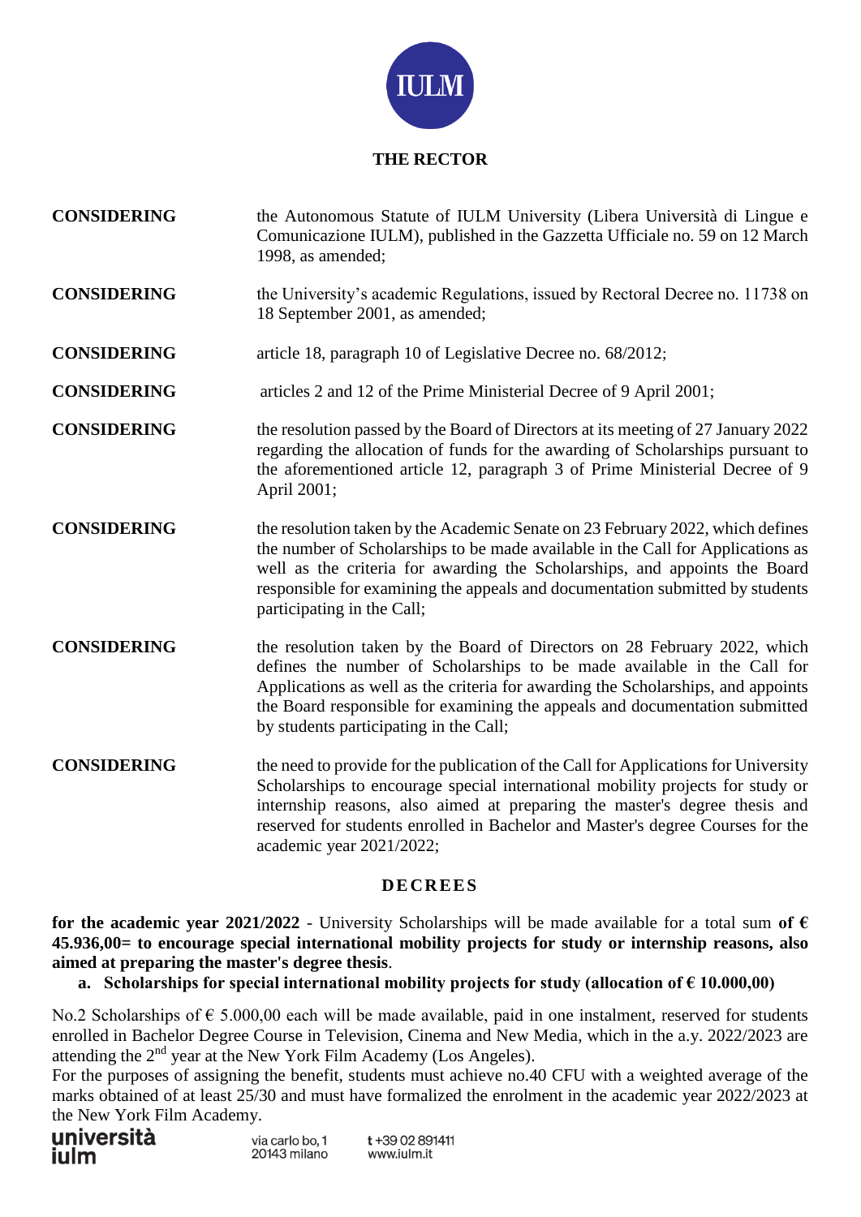# THE RECTOR

**CONSIDERING** the Autonomous Statute of IULM University (Libera Università di Lingue e Comunicazione IULM), published in the Gazzetta Ufficiale no. 59 on 12 March 1998, as amended;

**CONSIDERING** the University's academic Regulations, issued by Rectoral Decree no. 11738 on 18 September 2001, as amended;

**CONSIDERING** article 18, paragraph 10 of Legislative Decree no. 68/2012;

**CONSIDERING** articles 2 and 12 of the Prime Ministerial Decree of 9 April 2001;

**CONSIDERING** the resolution passed by the Board of Directors at its meeting of 27 January 2022 regarding the allocation of funds for the awarding of Scholarships pursuant to the aforementioned article 12, paragraph 3 of Prime Ministerial Decree of 9 April 2001;

**CONSIDERING** the resolution taken by the Academic Senate on 23 February 2022, which defines the number of Scholarships to be made available in the Call for Applications as well as the criteria for awarding the Scholarships, and appoints the Board responsible for examining the appeals and documentation submitted by students participating in the Call;

**CONSIDERING** the resolution taken by the Board of Directors on 28 February 2022, which defines the number of Scholarships to be made available in the Call for Applications as well as the criteria for awarding the Scholarships, and appoints the Board responsible for examining the appeals and documentation submitted by students participating in the Call;

**CONSIDERING** the need to provide for the publication of the Call for Applications for University Scholarships to encourage special international mobility projects for study or internship reasons, also aimed at preparing the master's degree thesis and reserved for students enrolled in Bachelor and Master's degree Courses for the academic year 2021/2022;

## DECREES

**for the academic year 2021/2022** - University Scholarships will be made available for a total sum **of € 45.936,00= to encourage special international mobility projects for study or internship reasons, also aimed at preparing the master's degree thesis**.

**a. Scholarships for special international mobility projects for study (allocation of € 10.000,00)**

No.2 Scholarships of € 5.000,00 each will be made available, paid in one instalment, reserved for students enrolled in Bachelor Degree Course in Television, Cinema and New Media, which in the a.y. 2022/2023 are attending the 2nd year at the New York Film Academy (Los Angeles).

For the purposes of assigning the benefit, students must achieve no.40 CFU with a weighted average of the marks obtained of at least 25/30 and must have formalized the enrolment in the academic year 2022/2023 at the New York Film Academy.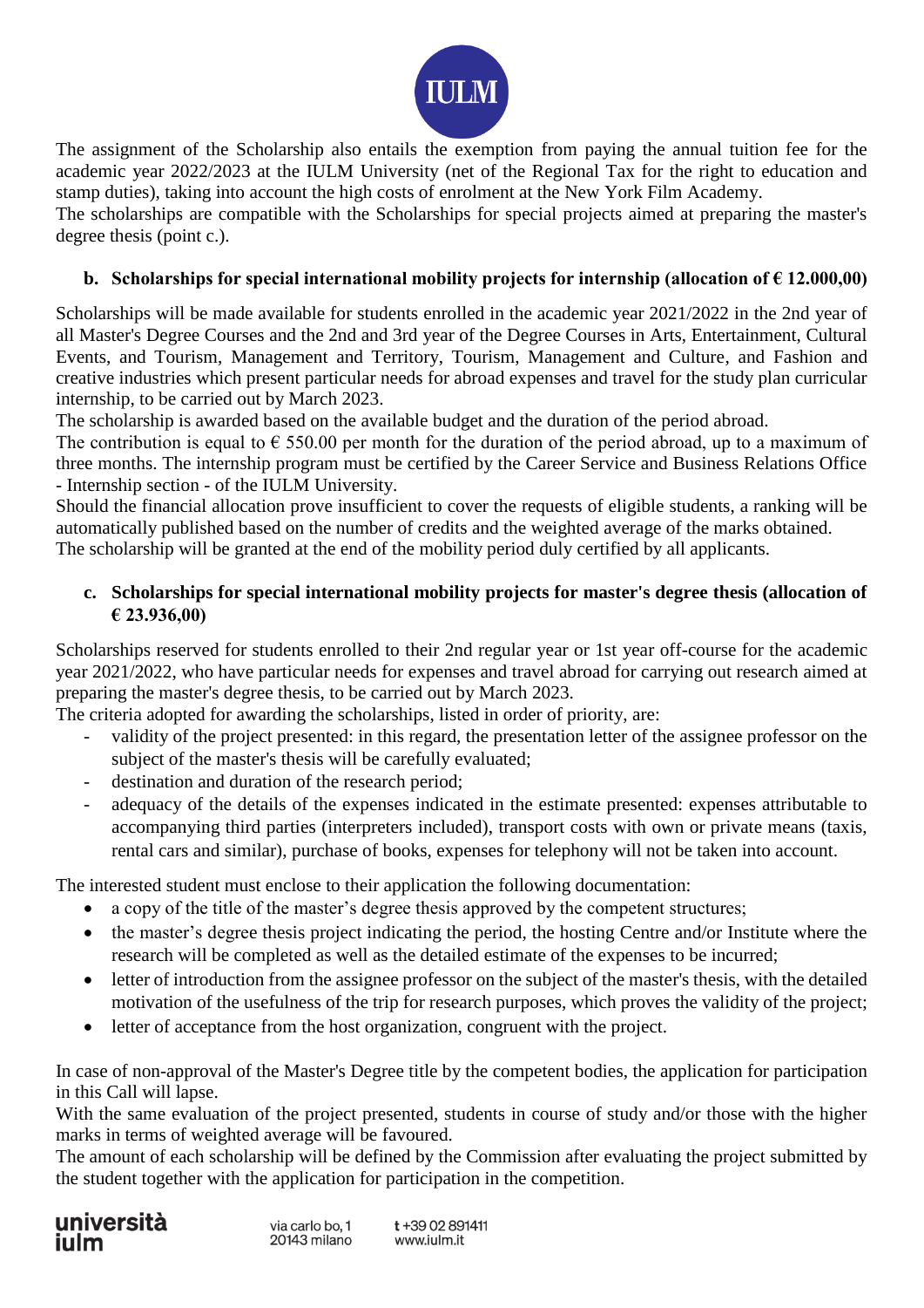The assignment of the Scholarship also entails the exemption from paying the annual tuition fee for the academic year 2022/2023 at the IULM University (net of the Regional Tax for the right to education and stamp duties), taking into account the high costs of enrolment at the New York Film Academy.
The scholarships are compatible with the Scholarships for special projects aimed at preparing the master's degree thesis (point c.).

**b. Scholarships for special international mobility projects for internship (allocation of € 12.000,00)**

Scholarships will be made available for students enrolled in the academic year 2021/2022 in the 2nd year of all Master's Degree Courses and the 2nd and 3rd year of the Degree Courses in Arts, Entertainment, Cultural Events, and Tourism, Management and Territory, Tourism, Management and Culture, and Fashion and creative industries which present particular needs for abroad expenses and travel for the study plan curricular internship, to be carried out by March 2023.
The scholarship is awarded based on the available budget and the duration of the period abroad.
The contribution is equal to € 550.00 per month for the duration of the period abroad, up to a maximum of three months. The internship program must be certified by the Career Service and Business Relations Office - Internship section - of the IULM University.
Should the financial allocation prove insufficient to cover the requests of eligible students, a ranking will be automatically published based on the number of credits and the weighted average of the marks obtained.
The scholarship will be granted at the end of the mobility period duly certified by all applicants.

**c. Scholarships for special international mobility projects for master's degree thesis (allocation of € 23.936,00)**

Scholarships reserved for students enrolled to their 2nd regular year or 1st year off-course for the academic year 2021/2022, who have particular needs for expenses and travel abroad for carrying out research aimed at preparing the master's degree thesis, to be carried out by March 2023.
The criteria adopted for awarding the scholarships, listed in order of priority, are:

- validity of the project presented: in this regard, the presentation letter of the assignee professor on the subject of the master's thesis will be carefully evaluated;
- destination and duration of the research period;
- adequacy of the details of the expenses indicated in the estimate presented: expenses attributable to accompanying third parties (interpreters included), transport costs with own or private means (taxis, rental cars and similar), purchase of books, expenses for telephony will not be taken into account.

The interested student must enclose to their application the following documentation:

- a copy of the title of the master's degree thesis approved by the competent structures;
- the master's degree thesis project indicating the period, the hosting Centre and/or Institute where the research will be completed as well as the detailed estimate of the expenses to be incurred;
- letter of introduction from the assignee professor on the subject of the master's thesis, with the detailed motivation of the usefulness of the trip for research purposes, which proves the validity of the project;
- letter of acceptance from the host organization, congruent with the project.

In case of non-approval of the Master's Degree title by the competent bodies, the application for participation in this Call will lapse.
With the same evaluation of the project presented, students in course of study and/or those with the higher marks in terms of weighted average will be favoured.
The amount of each scholarship will be defined by the Commission after evaluating the project submitted by the student together with the application for participation in the competition.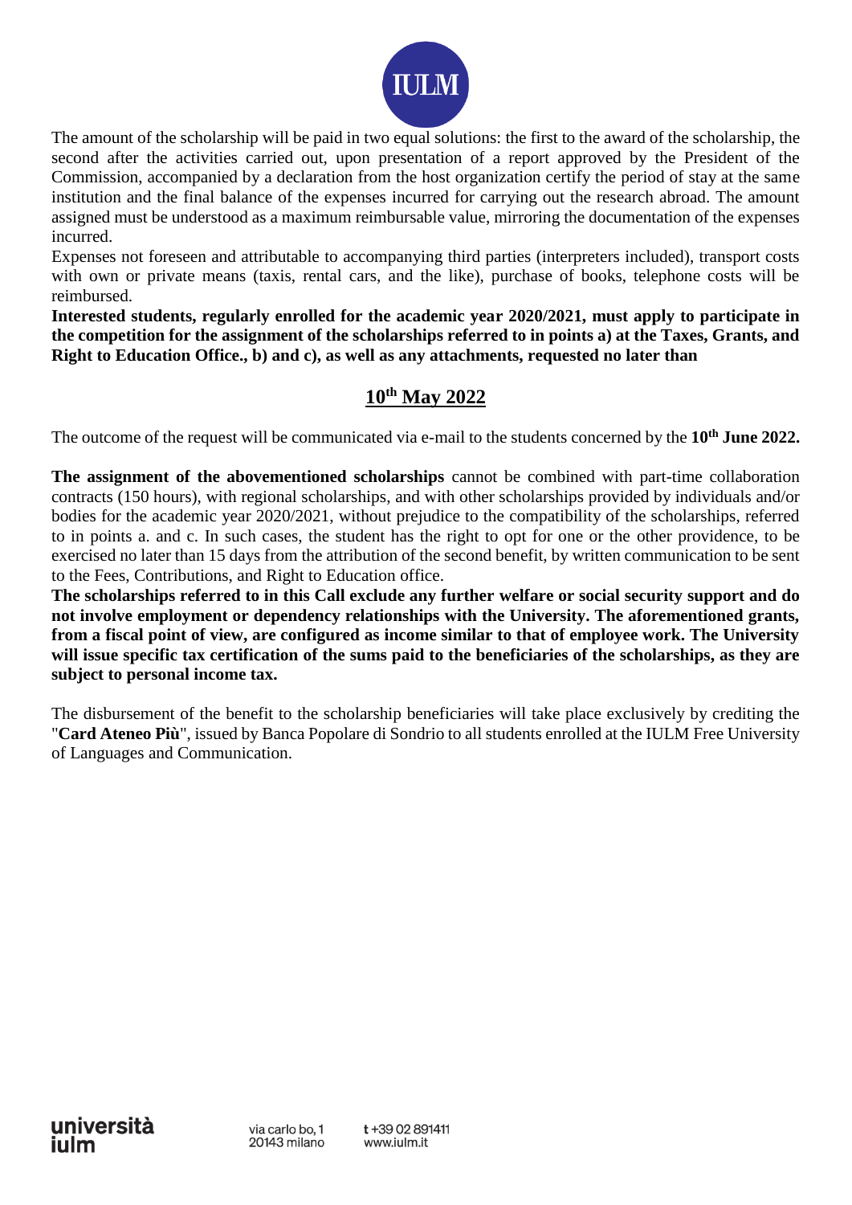The amount of the scholarship will be paid in two equal solutions: the first to the award of the scholarship, the second after the activities carried out, upon presentation of a report approved by the President of the Commission, accompanied by a declaration from the host organization certify the period of stay at the same institution and the final balance of the expenses incurred for carrying out the research abroad. The amount assigned must be understood as a maximum reimbursable value, mirroring the documentation of the expenses incurred.

Expenses not foreseen and attributable to accompanying third parties (interpreters included), transport costs with own or private means (taxis, rental cars, and the like), purchase of books, telephone costs will be reimbursed.

**Interested students, regularly enrolled for the academic year 2020/2021, must apply to participate in the competition for the assignment of the scholarships referred to in points a) at the Taxes, Grants, and Right to Education Office., b) and c), as well as any attachments, requested no later than**

**10th May 2022**

The outcome of the request will be communicated via e-mail to the students concerned by the **10th June 2022.**

**The assignment of the abovementioned scholarships** cannot be combined with part-time collaboration contracts (150 hours), with regional scholarships, and with other scholarships provided by individuals and/or bodies for the academic year 2020/2021, without prejudice to the compatibility of the scholarships, referred to in points a. and c. In such cases, the student has the right to opt for one or the other providence, to be exercised no later than 15 days from the attribution of the second benefit, by written communication to be sent to the Fees, Contributions, and Right to Education office.

**The scholarships referred to in this Call exclude any further welfare or social security support and do not involve employment or dependency relationships with the University. The aforementioned grants, from a fiscal point of view, are configured as income similar to that of employee work. The University will issue specific tax certification of the sums paid to the beneficiaries of the scholarships, as they are subject to personal income tax.**

The disbursement of the benefit to the scholarship beneficiaries will take place exclusively by crediting the "**Card Ateneo Più**", issued by Banca Popolare di Sondrio to all students enrolled at the IULM Free University of Languages and Communication.